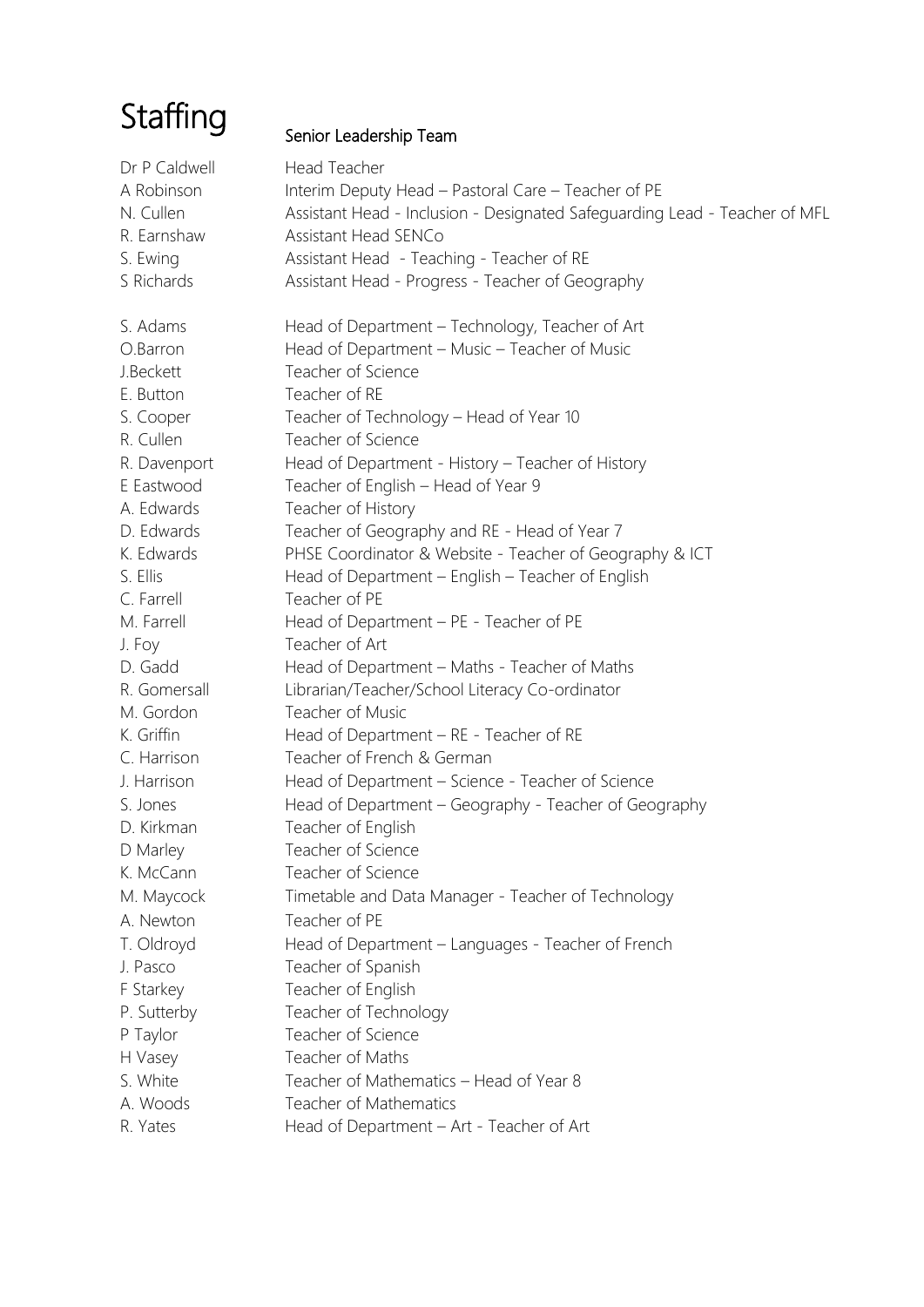# Staffing

## Senior Leadership Team

| | |
|---|---|
| Dr P Caldwell | Head Teacher |
| A Robinson | Interim Deputy Head – Pastoral Care – Teacher of PE |
| N. Cullen | Assistant Head - Inclusion - Designated Safeguarding Lead - Teacher of MFL |
| R. Earnshaw | Assistant Head SENCo |
| S. Ewing | Assistant Head - Teaching - Teacher of RE |
| S Richards | Assistant Head - Progress - Teacher of Geography |

| | |
|---|---|
| S. Adams | Head of Department – Technology, Teacher of Art |
| O.Barron | Head of Department – Music – Teacher of Music |
| J.Beckett | Teacher of Science |
| E. Button | Teacher of RE |
| S. Cooper | Teacher of Technology – Head of Year 10 |
| R. Cullen | Teacher of Science |
| R. Davenport | Head of Department - History – Teacher of History |
| E Eastwood | Teacher of English – Head of Year 9 |
| A. Edwards | Teacher of History |
| D. Edwards | Teacher of Geography and RE - Head of Year 7 |
| K. Edwards | PHSE Coordinator & Website - Teacher of Geography & ICT |
| S. Ellis | Head of Department – English – Teacher of English |
| C. Farrell | Teacher of PE |
| M. Farrell | Head of Department – PE - Teacher of PE |
| J. Foy | Teacher of Art |
| D. Gadd | Head of Department – Maths - Teacher of Maths |
| R. Gomersall | Librarian/Teacher/School Literacy Co-ordinator |
| M. Gordon | Teacher of Music |
| K. Griffin | Head of Department – RE - Teacher of RE |
| C. Harrison | Teacher of French & German |
| J. Harrison | Head of Department – Science - Teacher of Science |
| S. Jones | Head of Department – Geography - Teacher of Geography |
| D. Kirkman | Teacher of English |
| D Marley | Teacher of Science |
| K. McCann | Teacher of Science |
| M. Maycock | Timetable and Data Manager - Teacher of Technology |
| A. Newton | Teacher of PE |
| T. Oldroyd | Head of Department – Languages - Teacher of French |
| J. Pasco | Teacher of Spanish |
| F Starkey | Teacher of English |
| P. Sutterby | Teacher of Technology |
| P Taylor | Teacher of Science |
| H Vasey | Teacher of Maths |
| S. White | Teacher of Mathematics – Head of Year 8 |
| A. Woods | Teacher of Mathematics |
| R. Yates | Head of Department – Art - Teacher of Art |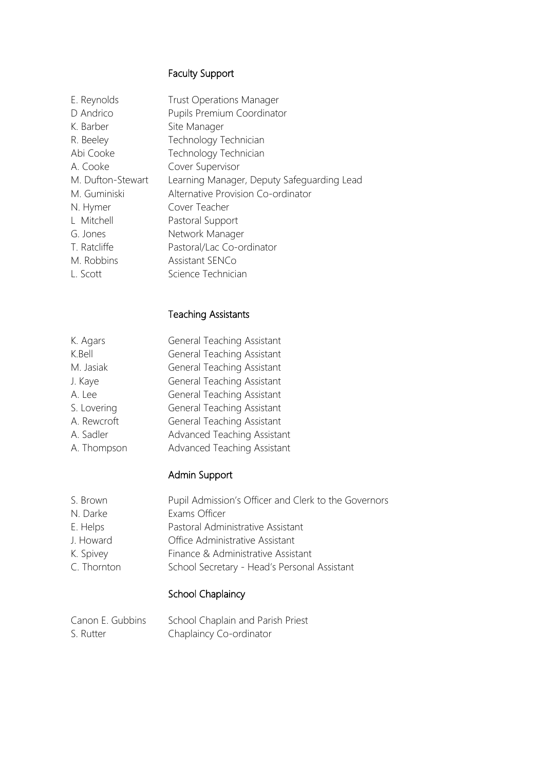## Faculty Support

| | |
|---|---|
| E. Reynolds | Trust Operations Manager |
| D Andrico | Pupils Premium Coordinator |
| K. Barber | Site Manager |
| R. Beeley | Technology Technician |
| Abi Cooke | Technology Technician |
| A. Cooke | Cover Supervisor |
| M. Dufton-Stewart | Learning Manager, Deputy Safeguarding Lead |
| M. Guminiski | Alternative Provision Co-ordinator |
| N. Hymer | Cover Teacher |
| L Mitchell | Pastoral Support |
| G. Jones | Network Manager |
| T. Ratcliffe | Pastoral/Lac Co-ordinator |
| M. Robbins | Assistant SENCo |
| L. Scott | Science Technician |

## Teaching Assistants

| | |
|---|---|
| K. Agars | General Teaching Assistant |
| K.Bell | General Teaching Assistant |
| M. Jasiak | General Teaching Assistant |
| J. Kaye | General Teaching Assistant |
| A. Lee | General Teaching Assistant |
| S. Lovering | General Teaching Assistant |
| A. Rewcroft | General Teaching Assistant |
| A. Sadler | Advanced Teaching Assistant |
| A. Thompson | Advanced Teaching Assistant |

## Admin Support

| | |
|---|---|
| S. Brown | Pupil Admission's Officer and Clerk to the Governors |
| N. Darke | Exams Officer |
| E. Helps | Pastoral Administrative Assistant |
| J. Howard | Office Administrative Assistant |
| K. Spivey | Finance & Administrative Assistant |
| C. Thornton | School Secretary - Head's Personal Assistant |

## School Chaplaincy

| | |
|---|---|
| Canon E. Gubbins | School Chaplain and Parish Priest |
| S. Rutter | Chaplaincy Co-ordinator |